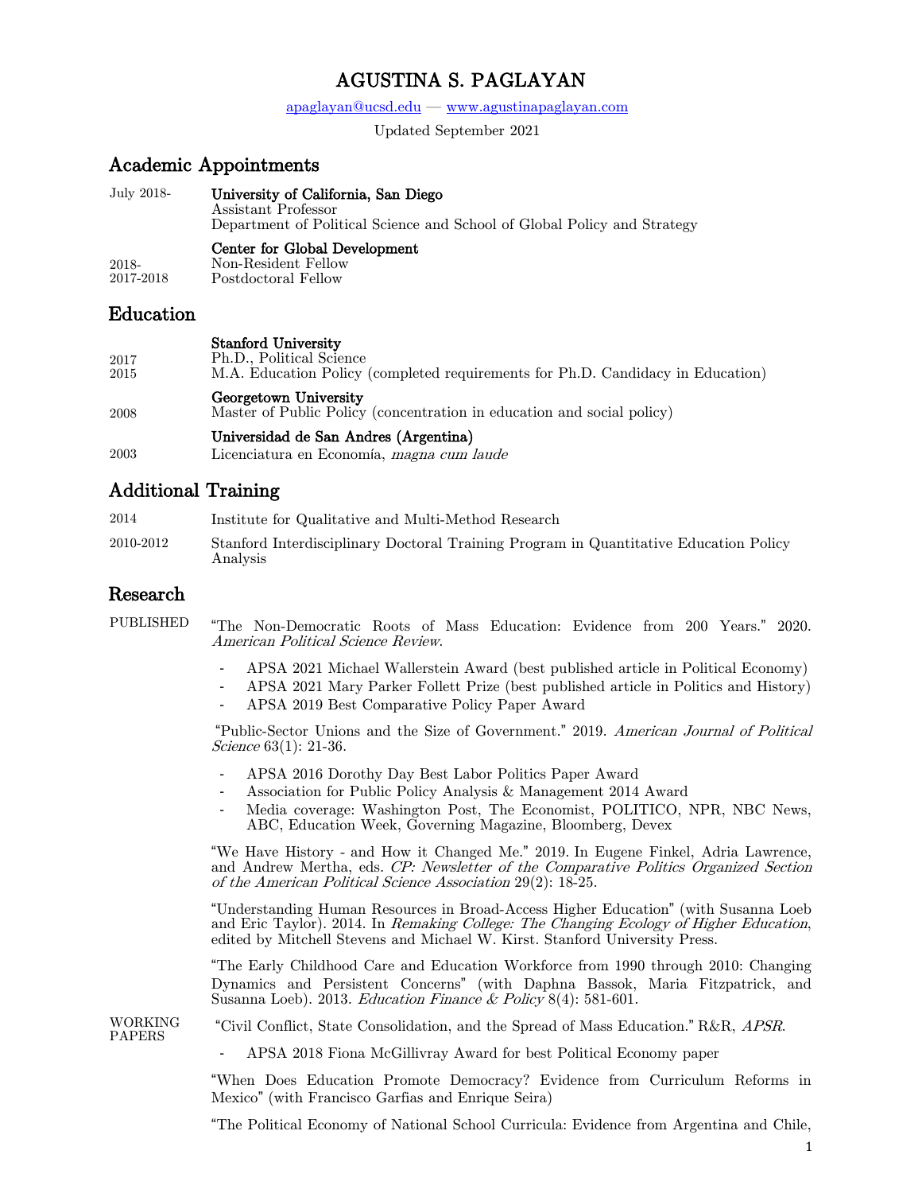# AGUSTINA S. PAGLAYAN

apaglayan@ucsd.edu — www.agustinapaglayan.com

Updated September 2021

## Academic Appointments

July 2018- **University of California, San Diego**
Assistant Professor
Department of Political Science and School of Global Policy and Strategy

**Center for Global Development**
2018- Non-Resident Fellow
2017-2018 Postdoctoral Fellow

## Education

**Stanford University**
2017 Ph.D., Political Science
2015 M.A. Education Policy (completed requirements for Ph.D. Candidacy in Education)

**Georgetown University**
2008 Master of Public Policy (concentration in education and social policy)

**Universidad de San Andres (Argentina)**
2003 Licenciatura en Economía, *magna cum laude*

## Additional Training

2014 Institute for Qualitative and Multi-Method Research

2010-2012 Stanford Interdisciplinary Doctoral Training Program in Quantitative Education Policy Analysis

## Research

PUBLISHED

"The Non-Democratic Roots of Mass Education: Evidence from 200 Years." 2020. *American Political Science Review*.

- APSA 2021 Michael Wallerstein Award (best published article in Political Economy)
- APSA 2021 Mary Parker Follett Prize (best published article in Politics and History)
- APSA 2019 Best Comparative Policy Paper Award

"Public-Sector Unions and the Size of Government." 2019. *American Journal of Political Science* 63(1): 21-36.

- APSA 2016 Dorothy Day Best Labor Politics Paper Award
- Association for Public Policy Analysis & Management 2014 Award
- Media coverage: Washington Post, The Economist, POLITICO, NPR, NBC News, ABC, Education Week, Governing Magazine, Bloomberg, Devex

"We Have History - and How it Changed Me." 2019. In Eugene Finkel, Adria Lawrence, and Andrew Mertha, eds. *CP: Newsletter of the Comparative Politics Organized Section of the American Political Science Association* 29(2): 18-25.

"Understanding Human Resources in Broad-Access Higher Education" (with Susanna Loeb and Eric Taylor). 2014. In *Remaking College: The Changing Ecology of Higher Education*, edited by Mitchell Stevens and Michael W. Kirst. Stanford University Press.

"The Early Childhood Care and Education Workforce from 1990 through 2010: Changing Dynamics and Persistent Concerns" (with Daphna Bassok, Maria Fitzpatrick, and Susanna Loeb). 2013. *Education Finance & Policy* 8(4): 581-601.

WORKING PAPERS

"Civil Conflict, State Consolidation, and the Spread of Mass Education." R&R, *APSR*.

- APSA 2018 Fiona McGillivray Award for best Political Economy paper

"When Does Education Promote Democracy? Evidence from Curriculum Reforms in Mexico" (with Francisco Garfias and Enrique Seira)

"The Political Economy of National School Curricula: Evidence from Argentina and Chile,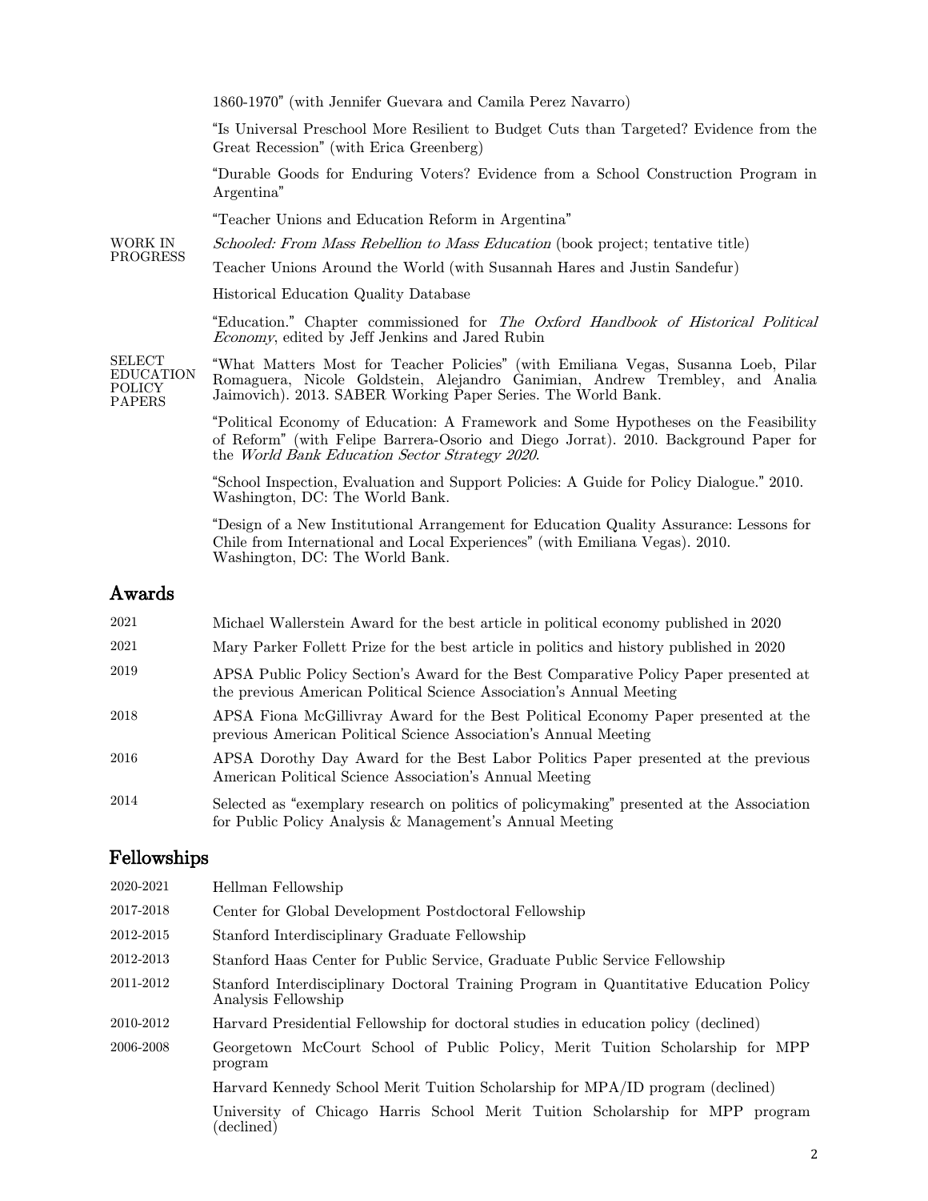1860-1970" (with Jennifer Guevara and Camila Perez Navarro)

"Is Universal Preschool More Resilient to Budget Cuts than Targeted? Evidence from the Great Recession" (with Erica Greenberg)

"Durable Goods for Enduring Voters? Evidence from a School Construction Program in Argentina"

"Teacher Unions and Education Reform in Argentina"

**WORK IN PROGRESS**

*Schooled: From Mass Rebellion to Mass Education* (book project; tentative title)

Teacher Unions Around the World (with Susannah Hares and Justin Sandefur)

Historical Education Quality Database

"Education." Chapter commissioned for *The Oxford Handbook of Historical Political Economy*, edited by Jeff Jenkins and Jared Rubin

**SELECT EDUCATION POLICY PAPERS**

"What Matters Most for Teacher Policies" (with Emiliana Vegas, Susanna Loeb, Pilar Romaguera, Nicole Goldstein, Alejandro Ganimian, Andrew Trembley, and Analia Jaimovich). 2013. SABER Working Paper Series. The World Bank.

"Political Economy of Education: A Framework and Some Hypotheses on the Feasibility of Reform" (with Felipe Barrera-Osorio and Diego Jorrat). 2010. Background Paper for the *World Bank Education Sector Strategy 2020*.

"School Inspection, Evaluation and Support Policies: A Guide for Policy Dialogue." 2010. Washington, DC: The World Bank.

"Design of a New Institutional Arrangement for Education Quality Assurance: Lessons for Chile from International and Local Experiences" (with Emiliana Vegas). 2010. Washington, DC: The World Bank.

## Awards

| | |
|---|---|
| 2021 | Michael Wallerstein Award for the best article in political economy published in 2020 |
| 2021 | Mary Parker Follett Prize for the best article in politics and history published in 2020 |
| 2019 | APSA Public Policy Section's Award for the Best Comparative Policy Paper presented at the previous American Political Science Association's Annual Meeting |
| 2018 | APSA Fiona McGillivray Award for the Best Political Economy Paper presented at the previous American Political Science Association's Annual Meeting |
| 2016 | APSA Dorothy Day Award for the Best Labor Politics Paper presented at the previous American Political Science Association's Annual Meeting |
| 2014 | Selected as "exemplary research on politics of policymaking" presented at the Association for Public Policy Analysis & Management's Annual Meeting |

## Fellowships

| | |
|---|---|
| 2020-2021 | Hellman Fellowship |
| 2017-2018 | Center for Global Development Postdoctoral Fellowship |
| 2012-2015 | Stanford Interdisciplinary Graduate Fellowship |
| 2012-2013 | Stanford Haas Center for Public Service, Graduate Public Service Fellowship |
| 2011-2012 | Stanford Interdisciplinary Doctoral Training Program in Quantitative Education Policy Analysis Fellowship |
| 2010-2012 | Harvard Presidential Fellowship for doctoral studies in education policy (declined) |
| 2006-2008 | Georgetown McCourt School of Public Policy, Merit Tuition Scholarship for MPP program |
| | Harvard Kennedy School Merit Tuition Scholarship for MPA/ID program (declined) |
| | University of Chicago Harris School Merit Tuition Scholarship for MPP program (declined) |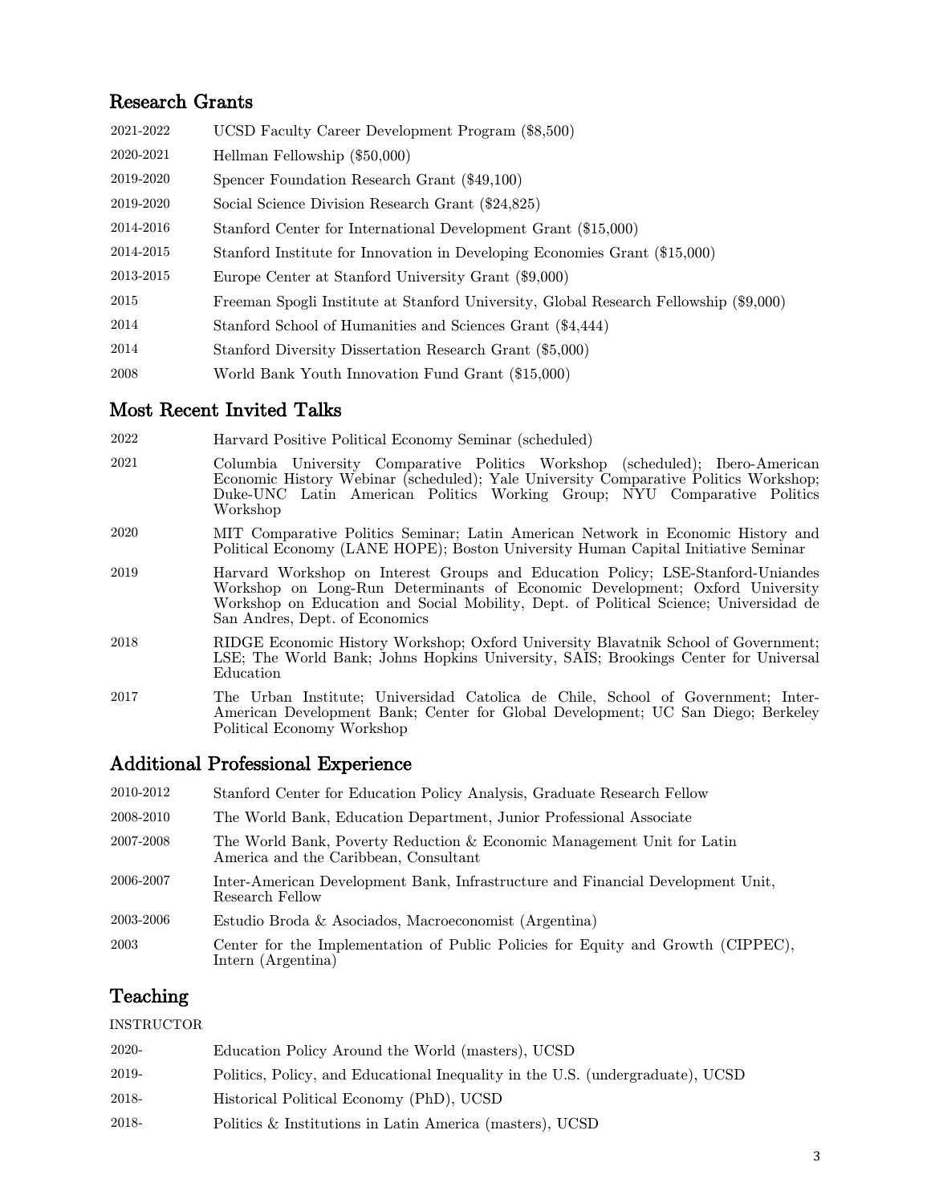## Research Grants

| | |
|---|---|
| 2021-2022 | UCSD Faculty Career Development Program ($8,500) |
| 2020-2021 | Hellman Fellowship ($50,000) |
| 2019-2020 | Spencer Foundation Research Grant ($49,100) |
| 2019-2020 | Social Science Division Research Grant ($24,825) |
| 2014-2016 | Stanford Center for International Development Grant ($15,000) |
| 2014-2015 | Stanford Institute for Innovation in Developing Economies Grant ($15,000) |
| 2013-2015 | Europe Center at Stanford University Grant ($9,000) |
| 2015 | Freeman Spogli Institute at Stanford University, Global Research Fellowship ($9,000) |
| 2014 | Stanford School of Humanities and Sciences Grant ($4,444) |
| 2014 | Stanford Diversity Dissertation Research Grant ($5,000) |
| 2008 | World Bank Youth Innovation Fund Grant ($15,000) |

## Most Recent Invited Talks

| | |
|---|---|
| 2022 | Harvard Positive Political Economy Seminar (scheduled) |
| 2021 | Columbia University Comparative Politics Workshop (scheduled); Ibero-American Economic History Webinar (scheduled); Yale University Comparative Politics Workshop; Duke-UNC Latin American Politics Working Group; NYU Comparative Politics Workshop |
| 2020 | MIT Comparative Politics Seminar; Latin American Network in Economic History and Political Economy (LANE HOPE); Boston University Human Capital Initiative Seminar |
| 2019 | Harvard Workshop on Interest Groups and Education Policy; LSE-Stanford-Uniandes Workshop on Long-Run Determinants of Economic Development; Oxford University Workshop on Education and Social Mobility, Dept. of Political Science; Universidad de San Andres, Dept. of Economics |
| 2018 | RIDGE Economic History Workshop; Oxford University Blavatnik School of Government; LSE; The World Bank; Johns Hopkins University, SAIS; Brookings Center for Universal Education |
| 2017 | The Urban Institute; Universidad Catolica de Chile, School of Government; Inter-American Development Bank; Center for Global Development; UC San Diego; Berkeley Political Economy Workshop |

## Additional Professional Experience

| | |
|---|---|
| 2010-2012 | Stanford Center for Education Policy Analysis, Graduate Research Fellow |
| 2008-2010 | The World Bank, Education Department, Junior Professional Associate |
| 2007-2008 | The World Bank, Poverty Reduction & Economic Management Unit for Latin America and the Caribbean, Consultant |
| 2006-2007 | Inter-American Development Bank, Infrastructure and Financial Development Unit, Research Fellow |
| 2003-2006 | Estudio Broda & Asociados, Macroeconomist (Argentina) |
| 2003 | Center for the Implementation of Public Policies for Equity and Growth (CIPPEC), Intern (Argentina) |

## Teaching

INSTRUCTOR

| | |
|---|---|
| 2020- | Education Policy Around the World (masters), UCSD |
| 2019- | Politics, Policy, and Educational Inequality in the U.S. (undergraduate), UCSD |
| 2018- | Historical Political Economy (PhD), UCSD |
| 2018- | Politics & Institutions in Latin America (masters), UCSD |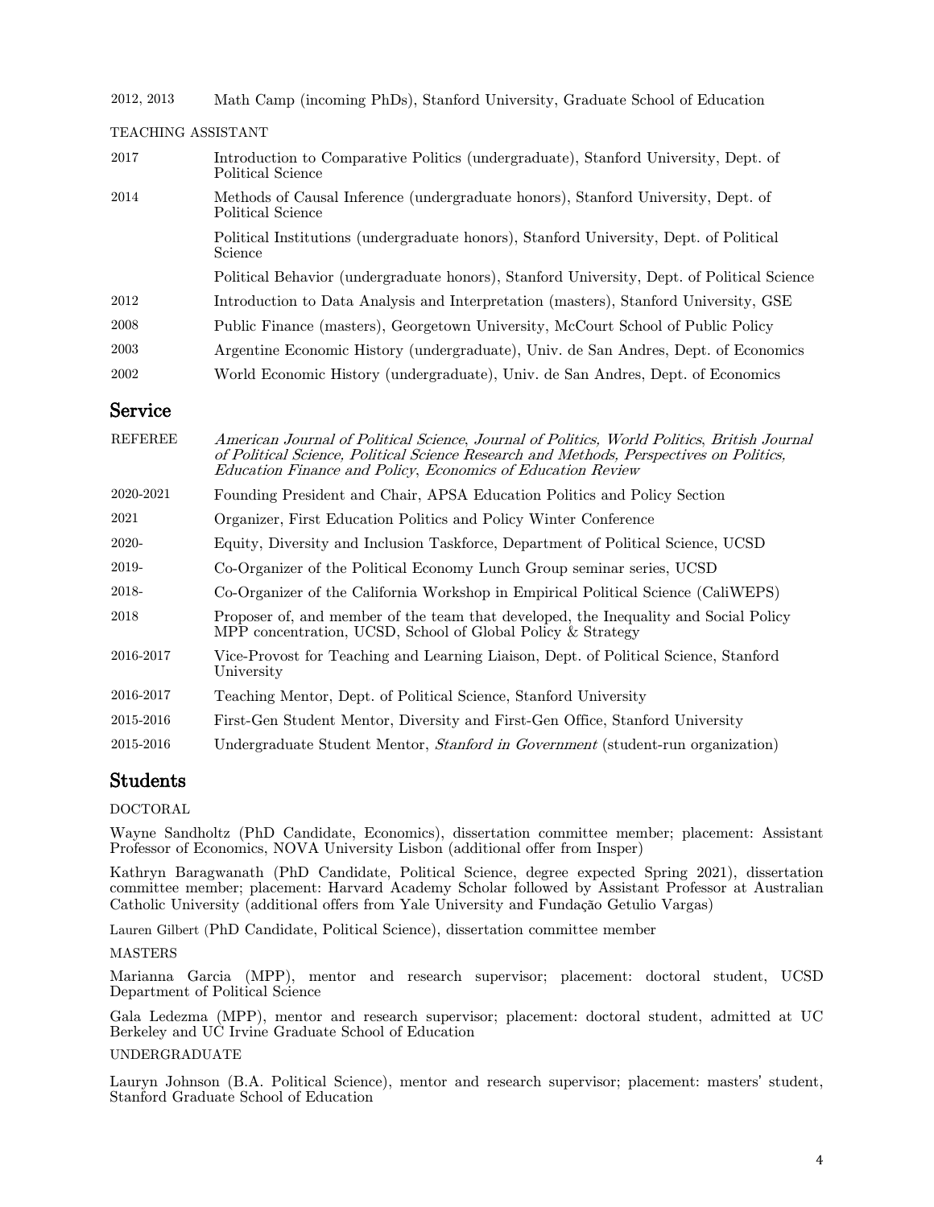| | |
|---|---|
| 2012, 2013 | Math Camp (incoming PhDs), Stanford University, Graduate School of Education |

TEACHING ASSISTANT

| | |
|---|---|
| 2017 | Introduction to Comparative Politics (undergraduate), Stanford University, Dept. of Political Science |
| 2014 | Methods of Causal Inference (undergraduate honors), Stanford University, Dept. of Political Science |
| | Political Institutions (undergraduate honors), Stanford University, Dept. of Political Science |
| | Political Behavior (undergraduate honors), Stanford University, Dept. of Political Science |
| 2012 | Introduction to Data Analysis and Interpretation (masters), Stanford University, GSE |
| 2008 | Public Finance (masters), Georgetown University, McCourt School of Public Policy |
| 2003 | Argentine Economic History (undergraduate), Univ. de San Andres, Dept. of Economics |
| 2002 | World Economic History (undergraduate), Univ. de San Andres, Dept. of Economics |

## Service

| | |
|---|---|
| REFEREE | *American Journal of Political Science*, *Journal of Politics, World Politics*, *British Journal of Political Science, Political Science Research and Methods, Perspectives on Politics, Education Finance and Policy*, *Economics of Education Review* |
| 2020-2021 | Founding President and Chair, APSA Education Politics and Policy Section |
| 2021 | Organizer, First Education Politics and Policy Winter Conference |
| 2020- | Equity, Diversity and Inclusion Taskforce, Department of Political Science, UCSD |
| 2019- | Co-Organizer of the Political Economy Lunch Group seminar series, UCSD |
| 2018- | Co-Organizer of the California Workshop in Empirical Political Science (CaliWEPS) |
| 2018 | Proposer of, and member of the team that developed, the Inequality and Social Policy MPP concentration, UCSD, School of Global Policy & Strategy |
| 2016-2017 | Vice-Provost for Teaching and Learning Liaison, Dept. of Political Science, Stanford University |
| 2016-2017 | Teaching Mentor, Dept. of Political Science, Stanford University |
| 2015-2016 | First-Gen Student Mentor, Diversity and First-Gen Office, Stanford University |
| 2015-2016 | Undergraduate Student Mentor, *Stanford in Government* (student-run organization) |

## Students

DOCTORAL

Wayne Sandholtz (PhD Candidate, Economics), dissertation committee member; placement: Assistant Professor of Economics, NOVA University Lisbon (additional offer from Insper)

Kathryn Baragwanath (PhD Candidate, Political Science, degree expected Spring 2021), dissertation committee member; placement: Harvard Academy Scholar followed by Assistant Professor at Australian Catholic University (additional offers from Yale University and Fundação Getulio Vargas)

Lauren Gilbert (PhD Candidate, Political Science), dissertation committee member

MASTERS

Marianna Garcia (MPP), mentor and research supervisor; placement: doctoral student, UCSD Department of Political Science

Gala Ledezma (MPP), mentor and research supervisor; placement: doctoral student, admitted at UC Berkeley and UC Irvine Graduate School of Education

UNDERGRADUATE

Lauryn Johnson (B.A. Political Science), mentor and research supervisor; placement: masters' student, Stanford Graduate School of Education